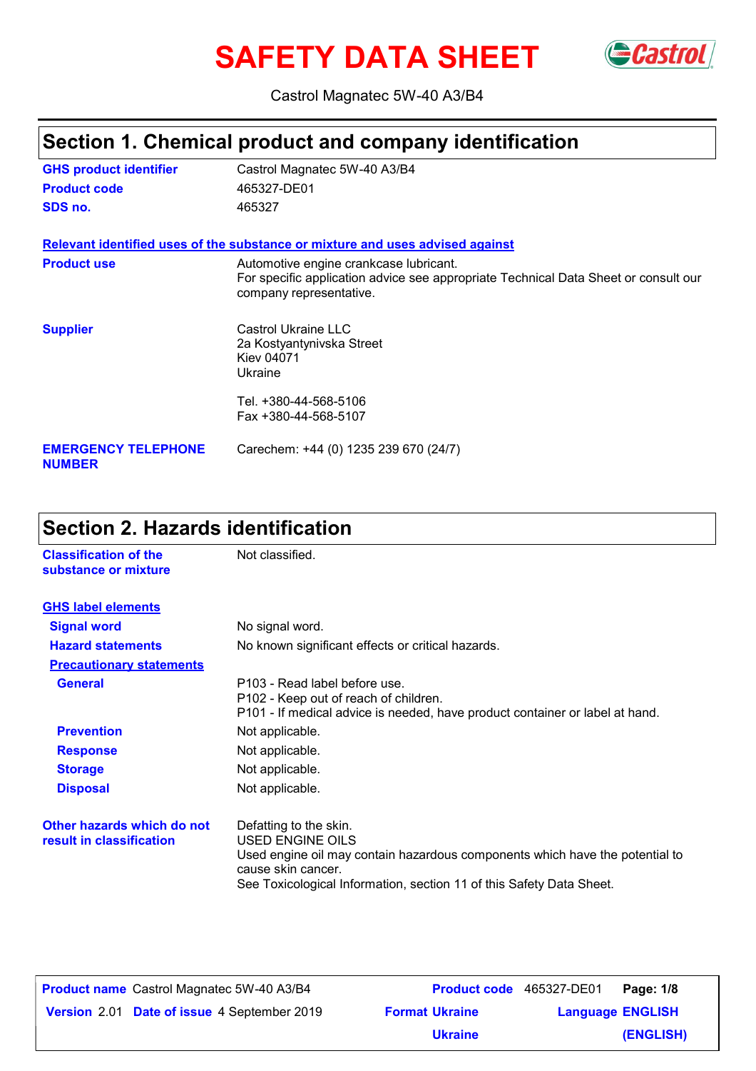# SAFETY DATA SHEET

Castrol Magnatec 5W-40 A3/B4

## Section 1. Chemical product and company identification

| | |
|---|---|
| **GHS product identifier** | Castrol Magnatec 5W-40 A3/B4 |
| **Product code** | 465327-DE01 |
| **SDS no.** | 465327 |

**Relevant identified uses of the substance or mixture and uses advised against**

| | |
|---|---|
| **Product use** | Automotive engine crankcase lubricant.<br>For specific application advice see appropriate Technical Data Sheet or consult our company representative. |
| **Supplier** | Castrol Ukraine LLC<br>2a Kostyantynivska Street<br>Kiev 04071<br>Ukraine<br><br>Tel. +380-44-568-5106<br>Fax +380-44-568-5107 |
| **EMERGENCY TELEPHONE NUMBER** | Carechem: +44 (0) 1235 239 670 (24/7) |

## Section 2. Hazards identification

| | |
|---|---|
| **Classification of the substance or mixture** | Not classified. |

**GHS label elements**

| | |
|---|---|
| **Signal word** | No signal word. |
| **Hazard statements** | No known significant effects or critical hazards. |

**Precautionary statements**

| | |
|---|---|
| **General** | P103 - Read label before use.<br>P102 - Keep out of reach of children.<br>P101 - If medical advice is needed, have product container or label at hand. |
| **Prevention** | Not applicable. |
| **Response** | Not applicable. |
| **Storage** | Not applicable. |
| **Disposal** | Not applicable. |
| **Other hazards which do not result in classification** | Defatting to the skin.<br>USED ENGINE OILS<br>Used engine oil may contain hazardous components which have the potential to cause skin cancer.<br>See Toxicological Information, section 11 of this Safety Data Sheet. |

| | | | |
|---|---|---|---|
| **Product name** Castrol Magnatec 5W-40 A3/B4 | | **Product code** 465327-DE01 | |
| **Version** 2.01 | **Date of issue** 4 September 2019 | **Format** Ukraine<br>Ukraine | **Language** ENGLISH<br>(ENGLISH) |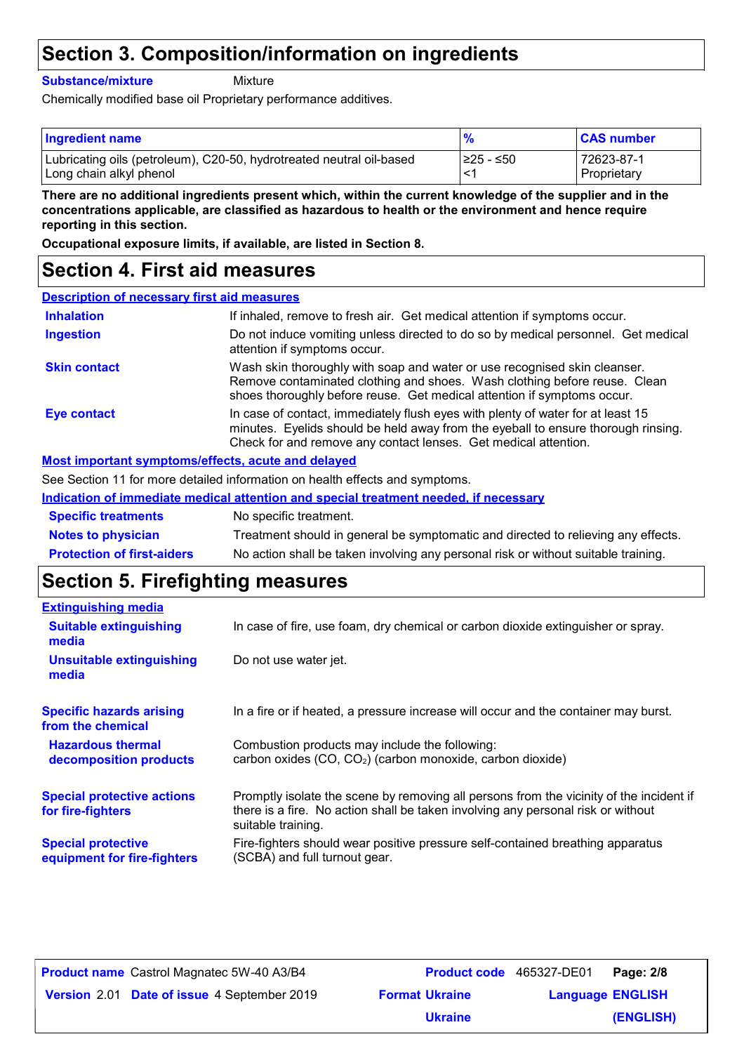## Section 3. Composition/information on ingredients

**Substance/mixture** Mixture

Chemically modified base oil Proprietary performance additives.

| Ingredient name | % | CAS number |
|---|---|---|
| Lubricating oils (petroleum), C20-50, hydrotreated neutral oil-based | ≥25 - ≤50 | 72623-87-1 |
| Long chain alkyl phenol | <1 | Proprietary |

**There are no additional ingredients present which, within the current knowledge of the supplier and in the concentrations applicable, are classified as hazardous to health or the environment and hence require reporting in this section.**

**Occupational exposure limits, if available, are listed in Section 8.**

## Section 4. First aid measures

**Description of necessary first aid measures**

**Inhalation**: If inhaled, remove to fresh air. Get medical attention if symptoms occur.

**Ingestion**: Do not induce vomiting unless directed to do so by medical personnel. Get medical attention if symptoms occur.

**Skin contact**: Wash skin thoroughly with soap and water or use recognised skin cleanser. Remove contaminated clothing and shoes. Wash clothing before reuse. Clean shoes thoroughly before reuse. Get medical attention if symptoms occur.

**Eye contact**: In case of contact, immediately flush eyes with plenty of water for at least 15 minutes. Eyelids should be held away from the eyeball to ensure thorough rinsing. Check for and remove any contact lenses. Get medical attention.

**Most important symptoms/effects, acute and delayed**

See Section 11 for more detailed information on health effects and symptoms.

**Indication of immediate medical attention and special treatment needed, if necessary**

**Specific treatments**: No specific treatment.

**Notes to physician**: Treatment should in general be symptomatic and directed to relieving any effects.

**Protection of first-aiders**: No action shall be taken involving any personal risk or without suitable training.

## Section 5. Firefighting measures

**Extinguishing media**

**Suitable extinguishing media**: In case of fire, use foam, dry chemical or carbon dioxide extinguisher or spray.

**Unsuitable extinguishing media**: Do not use water jet.

**Specific hazards arising from the chemical**: In a fire or if heated, a pressure increase will occur and the container may burst.

**Hazardous thermal decomposition products**: Combustion products may include the following: carbon oxides ($CO$, $CO_2$) (carbon monoxide, carbon dioxide)

**Special protective actions for fire-fighters**: Promptly isolate the scene by removing all persons from the vicinity of the incident if there is a fire. No action shall be taken involving any personal risk or without suitable training.

**Special protective equipment for fire-fighters**: Fire-fighters should wear positive pressure self-contained breathing apparatus (SCBA) and full turnout gear.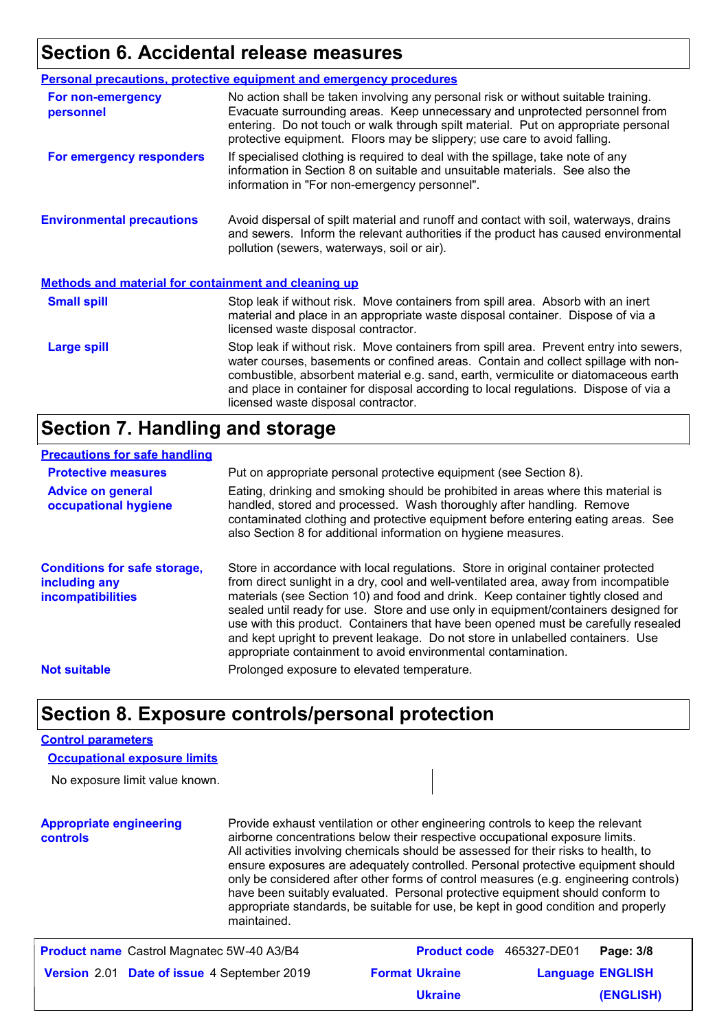## Section 6. Accidental release measures

### Personal precautions, protective equipment and emergency procedures

**For non-emergency personnel**

No action shall be taken involving any personal risk or without suitable training. Evacuate surrounding areas. Keep unnecessary and unprotected personnel from entering. Do not touch or walk through spilt material. Put on appropriate personal protective equipment. Floors may be slippery; use care to avoid falling.

**For emergency responders**

If specialised clothing is required to deal with the spillage, take note of any information in Section 8 on suitable and unsuitable materials. See also the information in "For non-emergency personnel".

**Environmental precautions**

Avoid dispersal of spilt material and runoff and contact with soil, waterways, drains and sewers. Inform the relevant authorities if the product has caused environmental pollution (sewers, waterways, soil or air).

### Methods and material for containment and cleaning up

**Small spill**

Stop leak if without risk. Move containers from spill area. Absorb with an inert material and place in an appropriate waste disposal container. Dispose of via a licensed waste disposal contractor.

**Large spill**

Stop leak if without risk. Move containers from spill area. Prevent entry into sewers, water courses, basements or confined areas. Contain and collect spillage with non-combustible, absorbent material e.g. sand, earth, vermiculite or diatomaceous earth and place in container for disposal according to local regulations. Dispose of via a licensed waste disposal contractor.

## Section 7. Handling and storage

### Precautions for safe handling

**Protective measures**

Put on appropriate personal protective equipment (see Section 8).

**Advice on general occupational hygiene**

Eating, drinking and smoking should be prohibited in areas where this material is handled, stored and processed. Wash thoroughly after handling. Remove contaminated clothing and protective equipment before entering eating areas. See also Section 8 for additional information on hygiene measures.

**Conditions for safe storage, including any incompatibilities**

Store in accordance with local regulations. Store in original container protected from direct sunlight in a dry, cool and well-ventilated area, away from incompatible materials (see Section 10) and food and drink. Keep container tightly closed and sealed until ready for use. Store and use only in equipment/containers designed for use with this product. Containers that have been opened must be carefully resealed and kept upright to prevent leakage. Do not store in unlabelled containers. Use appropriate containment to avoid environmental contamination.

**Not suitable**

Prolonged exposure to elevated temperature.

## Section 8. Exposure controls/personal protection

### Control parameters

#### Occupational exposure limits

No exposure limit value known.

**Appropriate engineering controls**

Provide exhaust ventilation or other engineering controls to keep the relevant airborne concentrations below their respective occupational exposure limits. All activities involving chemicals should be assessed for their risks to health, to ensure exposures are adequately controlled. Personal protective equipment should only be considered after other forms of control measures (e.g. engineering controls) have been suitably evaluated. Personal protective equipment should conform to appropriate standards, be suitable for use, be kept in good condition and properly maintained.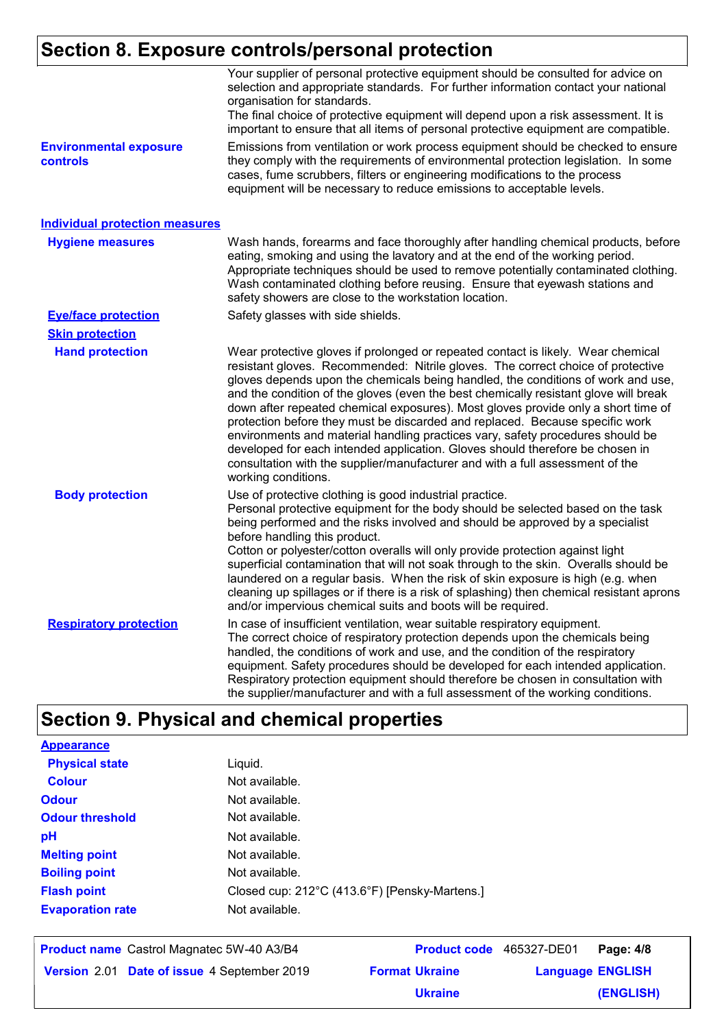## Section 8. Exposure controls/personal protection

Your supplier of personal protective equipment should be consulted for advice on selection and appropriate standards. For further information contact your national organisation for standards.
The final choice of protective equipment will depend upon a risk assessment. It is important to ensure that all items of personal protective equipment are compatible.

**Environmental exposure controls**: Emissions from ventilation or work process equipment should be checked to ensure they comply with the requirements of environmental protection legislation. In some cases, fume scrubbers, filters or engineering modifications to the process equipment will be necessary to reduce emissions to acceptable levels.

### Individual protection measures

**Hygiene measures**: Wash hands, forearms and face thoroughly after handling chemical products, before eating, smoking and using the lavatory and at the end of the working period. Appropriate techniques should be used to remove potentially contaminated clothing. Wash contaminated clothing before reusing. Ensure that eyewash stations and safety showers are close to the workstation location.

**Eye/face protection**: Safety glasses with side shields.

**Skin protection**

**Hand protection**: Wear protective gloves if prolonged or repeated contact is likely. Wear chemical resistant gloves. Recommended: Nitrile gloves. The correct choice of protective gloves depends upon the chemicals being handled, the conditions of work and use, and the condition of the gloves (even the best chemically resistant glove will break down after repeated chemical exposures). Most gloves provide only a short time of protection before they must be discarded and replaced. Because specific work environments and material handling practices vary, safety procedures should be developed for each intended application. Gloves should therefore be chosen in consultation with the supplier/manufacturer and with a full assessment of the working conditions.

**Body protection**: Use of protective clothing is good industrial practice.
Personal protective equipment for the body should be selected based on the task being performed and the risks involved and should be approved by a specialist before handling this product.
Cotton or polyester/cotton overalls will only provide protection against light superficial contamination that will not soak through to the skin. Overalls should be laundered on a regular basis. When the risk of skin exposure is high (e.g. when cleaning up spillages or if there is a risk of splashing) then chemical resistant aprons and/or impervious chemical suits and boots will be required.

**Respiratory protection**: In case of insufficient ventilation, wear suitable respiratory equipment.
The correct choice of respiratory protection depends upon the chemicals being handled, the conditions of work and use, and the condition of the respiratory equipment. Safety procedures should be developed for each intended application. Respiratory protection equipment should therefore be chosen in consultation with the supplier/manufacturer and with a full assessment of the working conditions.

## Section 9. Physical and chemical properties

### Appearance

| | |
|---|---|
| **Physical state** | Liquid. |
| **Colour** | Not available. |
| **Odour** | Not available. |
| **Odour threshold** | Not available. |
| **pH** | Not available. |
| **Melting point** | Not available. |
| **Boiling point** | Not available. |
| **Flash point** | Closed cup: 212°C (413.6°F) [Pensky-Martens.] |
| **Evaporation rate** | Not available. |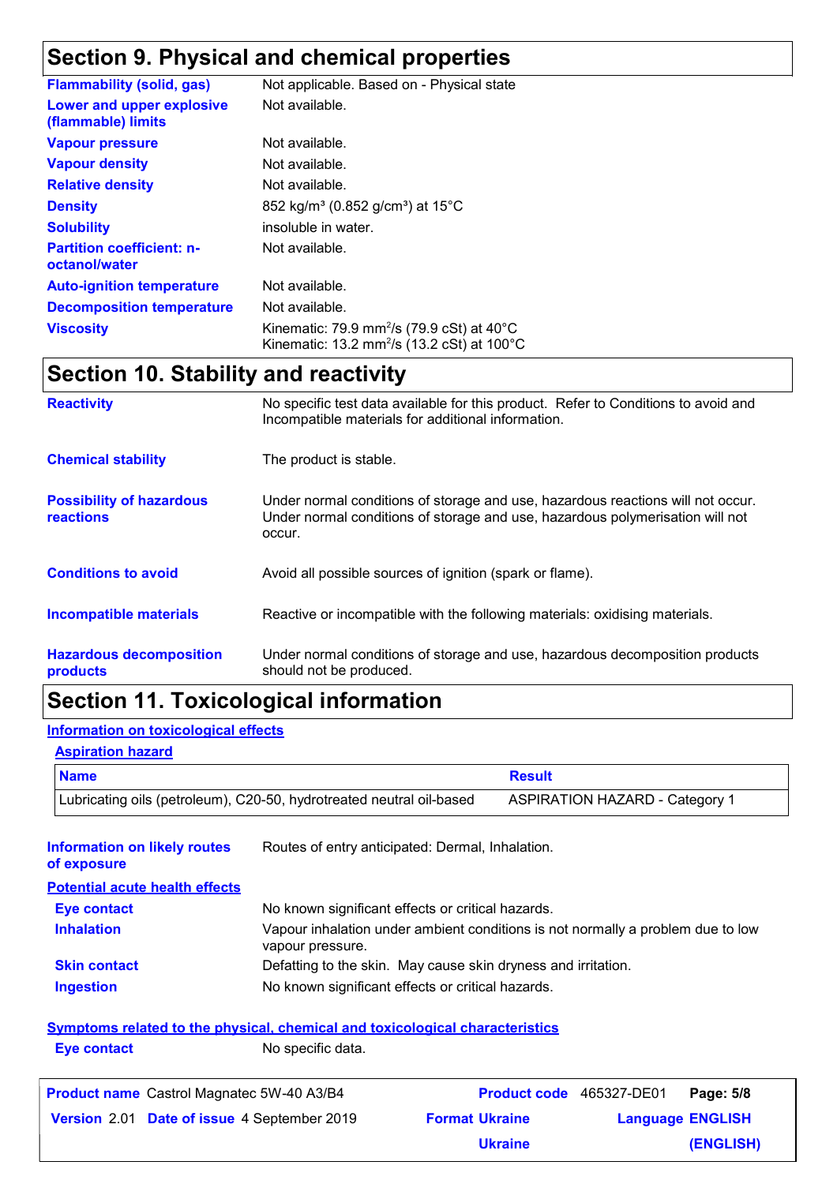## Section 9. Physical and chemical properties

| | |
|---|---|
| **Flammability (solid, gas)** | Not applicable. Based on - Physical state |
| **Lower and upper explosive (flammable) limits** | Not available. |
| **Vapour pressure** | Not available. |
| **Vapour density** | Not available. |
| **Relative density** | Not available. |
| **Density** | 852 kg/m³ (0.852 g/cm³) at 15°C |
| **Solubility** | insoluble in water. |
| **Partition coefficient: n-octanol/water** | Not available. |
| **Auto-ignition temperature** | Not available. |
| **Decomposition temperature** | Not available. |
| **Viscosity** | Kinematic: 79.9 mm$^2$/s (79.9 cSt) at 40°C<br>Kinematic: 13.2 mm$^2$/s (13.2 cSt) at 100°C |

## Section 10. Stability and reactivity

**Reactivity**: No specific test data available for this product. Refer to Conditions to avoid and Incompatible materials for additional information.

**Chemical stability**: The product is stable.

**Possibility of hazardous reactions**: Under normal conditions of storage and use, hazardous reactions will not occur. Under normal conditions of storage and use, hazardous polymerisation will not occur.

**Conditions to avoid**: Avoid all possible sources of ignition (spark or flame).

**Incompatible materials**: Reactive or incompatible with the following materials: oxidising materials.

**Hazardous decomposition products**: Under normal conditions of storage and use, hazardous decomposition products should not be produced.

## Section 11. Toxicological information

### Information on toxicological effects

#### Aspiration hazard

| Name | Result |
|---|---|
| Lubricating oils (petroleum), C20-50, hydrotreated neutral oil-based | ASPIRATION HAZARD - Category 1 |

**Information on likely routes of exposure**: Routes of entry anticipated: Dermal, Inhalation.

### Potential acute health effects

**Eye contact**: No known significant effects or critical hazards.

**Inhalation**: Vapour inhalation under ambient conditions is not normally a problem due to low vapour pressure.

**Skin contact**: Defatting to the skin. May cause skin dryness and irritation.

**Ingestion**: No known significant effects or critical hazards.

### Symptoms related to the physical, chemical and toxicological characteristics

**Eye contact**: No specific data.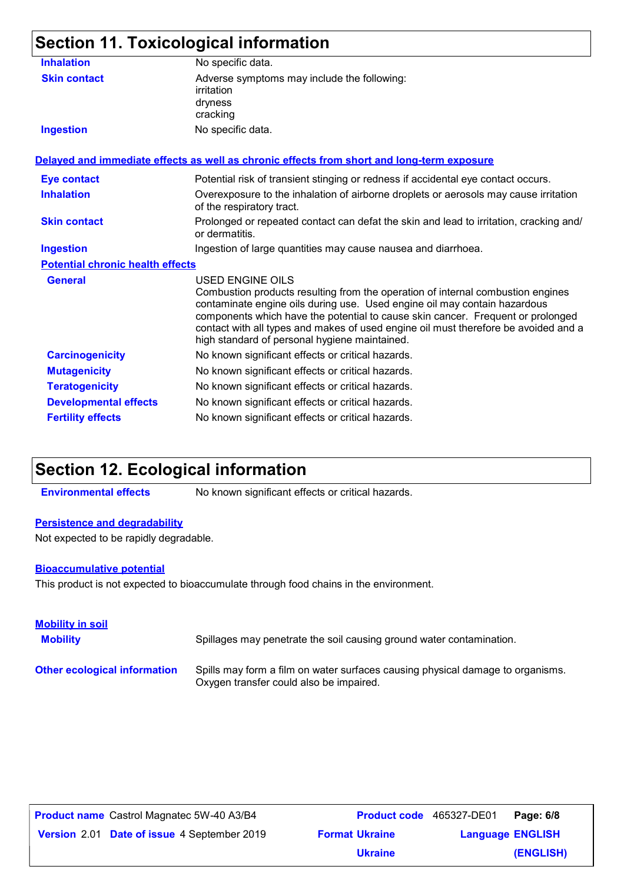## Section 11. Toxicological information

| | |
|---|---|
| **Inhalation** | No specific data. |
| **Skin contact** | Adverse symptoms may include the following:<br>irritation<br>dryness<br>cracking |
| **Ingestion** | No specific data. |

**Delayed and immediate effects as well as chronic effects from short and long-term exposure**

| | |
|---|---|
| **Eye contact** | Potential risk of transient stinging or redness if accidental eye contact occurs. |
| **Inhalation** | Overexposure to the inhalation of airborne droplets or aerosols may cause irritation of the respiratory tract. |
| **Skin contact** | Prolonged or repeated contact can defat the skin and lead to irritation, cracking and/ or dermatitis. |
| **Ingestion** | Ingestion of large quantities may cause nausea and diarrhoea. |

**Potential chronic health effects**

| | |
|---|---|
| **General** | USED ENGINE OILS<br>Combustion products resulting from the operation of internal combustion engines contaminate engine oils during use. Used engine oil may contain hazardous components which have the potential to cause skin cancer. Frequent or prolonged contact with all types and makes of used engine oil must therefore be avoided and a high standard of personal hygiene maintained. |
| **Carcinogenicity** | No known significant effects or critical hazards. |
| **Mutagenicity** | No known significant effects or critical hazards. |
| **Teratogenicity** | No known significant effects or critical hazards. |
| **Developmental effects** | No known significant effects or critical hazards. |
| **Fertility effects** | No known significant effects or critical hazards. |

## Section 12. Ecological information

**Environmental effects** No known significant effects or critical hazards.

**Persistence and degradability**

Not expected to be rapidly degradable.

**Bioaccumulative potential**

This product is not expected to bioaccumulate through food chains in the environment.

**Mobility in soil**

**Mobility** Spillages may penetrate the soil causing ground water contamination.

**Other ecological information** Spills may form a film on water surfaces causing physical damage to organisms. Oxygen transfer could also be impaired.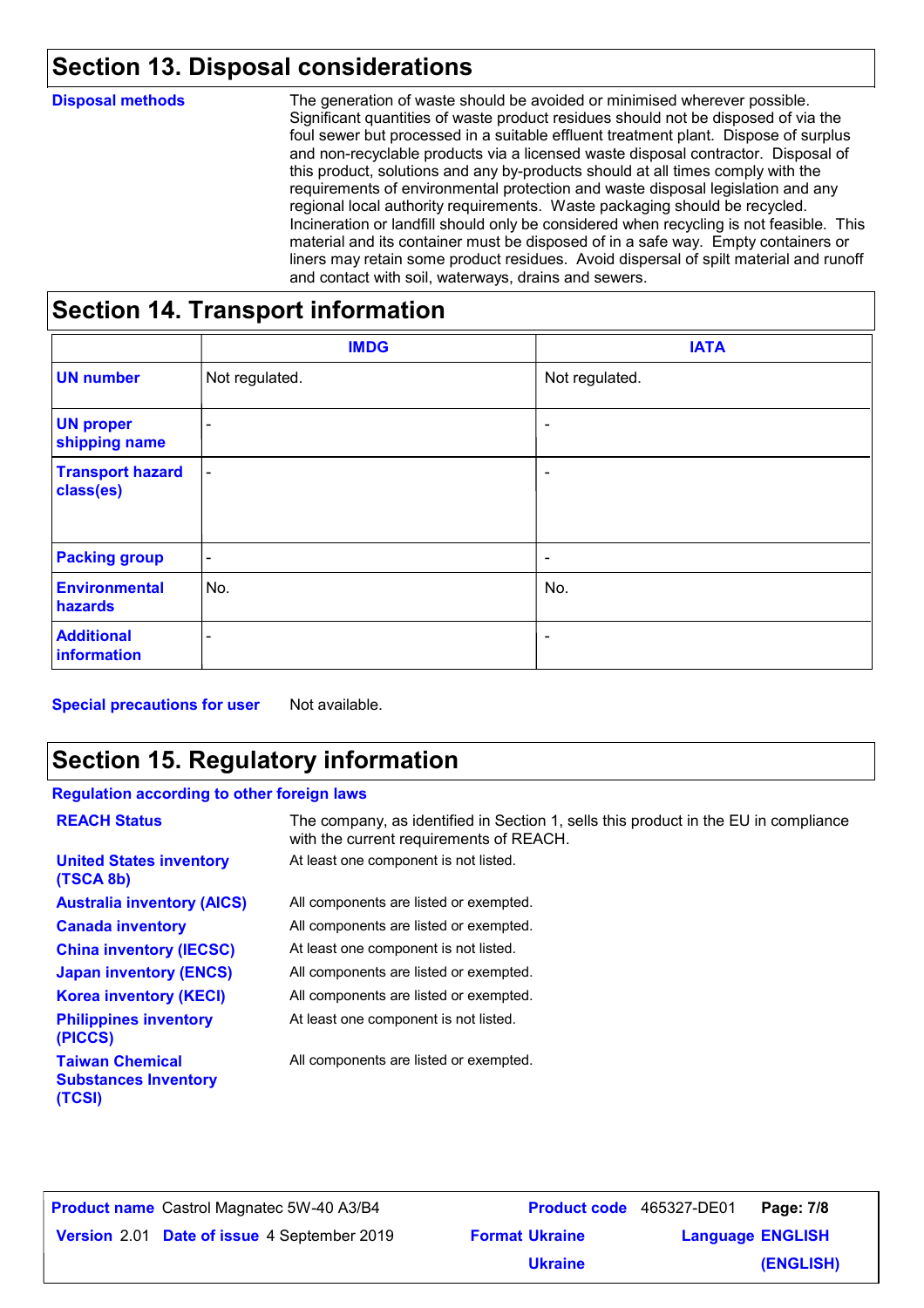## Section 13. Disposal considerations

**Disposal methods**

The generation of waste should be avoided or minimised wherever possible. Significant quantities of waste product residues should not be disposed of via the foul sewer but processed in a suitable effluent treatment plant. Dispose of surplus and non-recyclable products via a licensed waste disposal contractor. Disposal of this product, solutions and any by-products should at all times comply with the requirements of environmental protection and waste disposal legislation and any regional local authority requirements. Waste packaging should be recycled. Incineration or landfill should only be considered when recycling is not feasible. This material and its container must be disposed of in a safe way. Empty containers or liners may retain some product residues. Avoid dispersal of spilt material and runoff and contact with soil, waterways, drains and sewers.

## Section 14. Transport information

| | IMDG | IATA |
|---|---|---|
| **UN number** | Not regulated. | Not regulated. |
| **UN proper shipping name** | - | - |
| **Transport hazard class(es)** | - | - |
| **Packing group** | - | - |
| **Environmental hazards** | No. | No. |
| **Additional information** | - | - |

**Special precautions for user** Not available.

## Section 15. Regulatory information

**Regulation according to other foreign laws**

| | |
|---|---|
| **REACH Status** | The company, as identified in Section 1, sells this product in the EU in compliance with the current requirements of REACH. |
| **United States inventory (TSCA 8b)** | At least one component is not listed. |
| **Australia inventory (AICS)** | All components are listed or exempted. |
| **Canada inventory** | All components are listed or exempted. |
| **China inventory (IECSC)** | At least one component is not listed. |
| **Japan inventory (ENCS)** | All components are listed or exempted. |
| **Korea inventory (KECI)** | All components are listed or exempted. |
| **Philippines inventory (PICCS)** | At least one component is not listed. |
| **Taiwan Chemical Substances Inventory (TCSI)** | All components are listed or exempted. |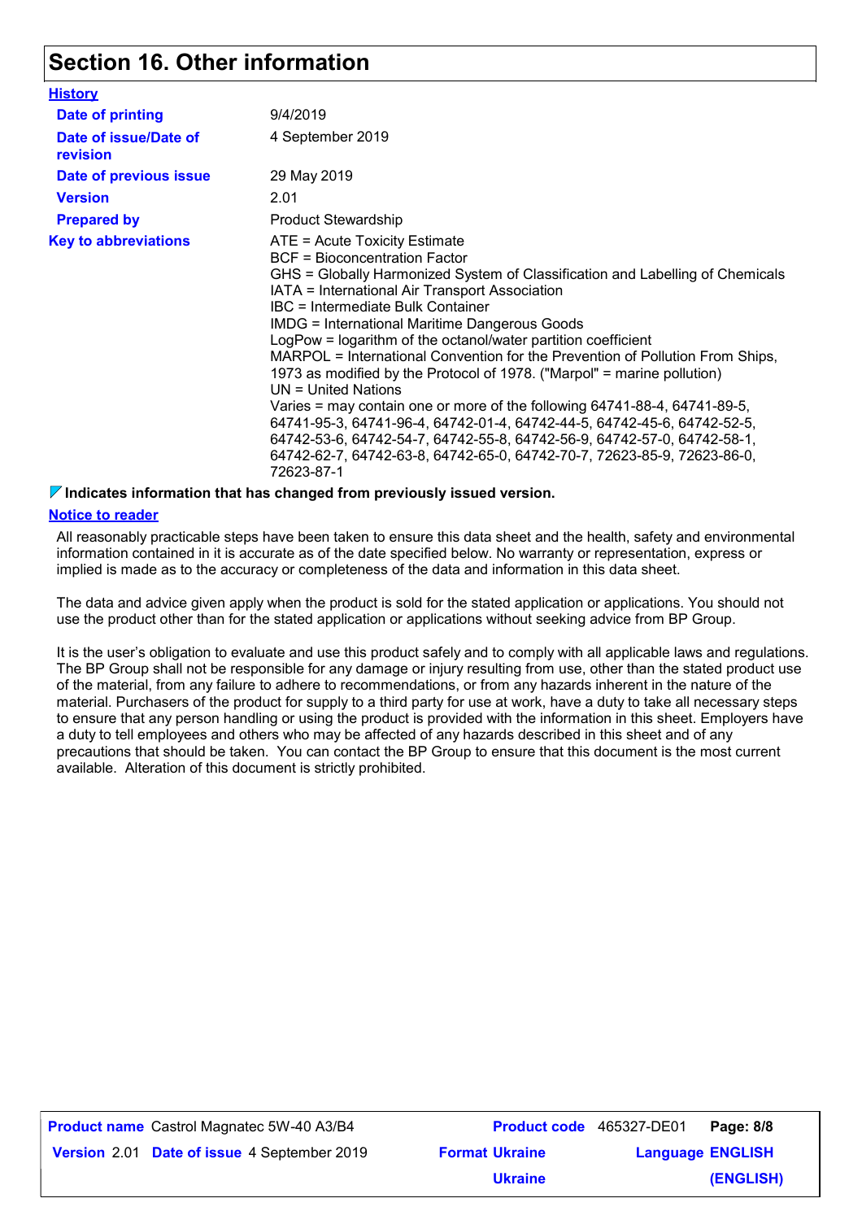## Section 16. Other information

**History**

| | |
|---|---|
| **Date of printing** | 9/4/2019 |
| **Date of issue/Date of revision** | 4 September 2019 |
| **Date of previous issue** | 29 May 2019 |
| **Version** | 2.01 |
| **Prepared by** | Product Stewardship |
| **Key to abbreviations** | ATE = Acute Toxicity Estimate<br>BCF = Bioconcentration Factor<br>GHS = Globally Harmonized System of Classification and Labelling of Chemicals<br>IATA = International Air Transport Association<br>IBC = Intermediate Bulk Container<br>IMDG = International Maritime Dangerous Goods<br>LogPow = logarithm of the octanol/water partition coefficient<br>MARPOL = International Convention for the Prevention of Pollution From Ships, 1973 as modified by the Protocol of 1978. ("Marpol" = marine pollution)<br>UN = United Nations<br>Varies = may contain one or more of the following 64741-88-4, 64741-89-5, 64741-95-3, 64741-96-4, 64742-01-4, 64742-44-5, 64742-45-6, 64742-52-5, 64742-53-6, 64742-54-7, 64742-55-8, 64742-56-9, 64742-57-0, 64742-58-1, 64742-62-7, 64742-63-8, 64742-65-0, 64742-70-7, 72623-85-9, 72623-86-0, 72623-87-1 |

**Indicates information that has changed from previously issued version.**

**Notice to reader**

All reasonably practicable steps have been taken to ensure this data sheet and the health, safety and environmental information contained in it is accurate as of the date specified below. No warranty or representation, express or implied is made as to the accuracy or completeness of the data and information in this data sheet.

The data and advice given apply when the product is sold for the stated application or applications. You should not use the product other than for the stated application or applications without seeking advice from BP Group.

It is the user's obligation to evaluate and use this product safely and to comply with all applicable laws and regulations. The BP Group shall not be responsible for any damage or injury resulting from use, other than the stated product use of the material, from any failure to adhere to recommendations, or from any hazards inherent in the nature of the material. Purchasers of the product for supply to a third party for use at work, have a duty to take all necessary steps to ensure that any person handling or using the product is provided with the information in this sheet. Employers have a duty to tell employees and others who may be affected of any hazards described in this sheet and of any precautions that should be taken. You can contact the BP Group to ensure that this document is the most current available. Alteration of this document is strictly prohibited.